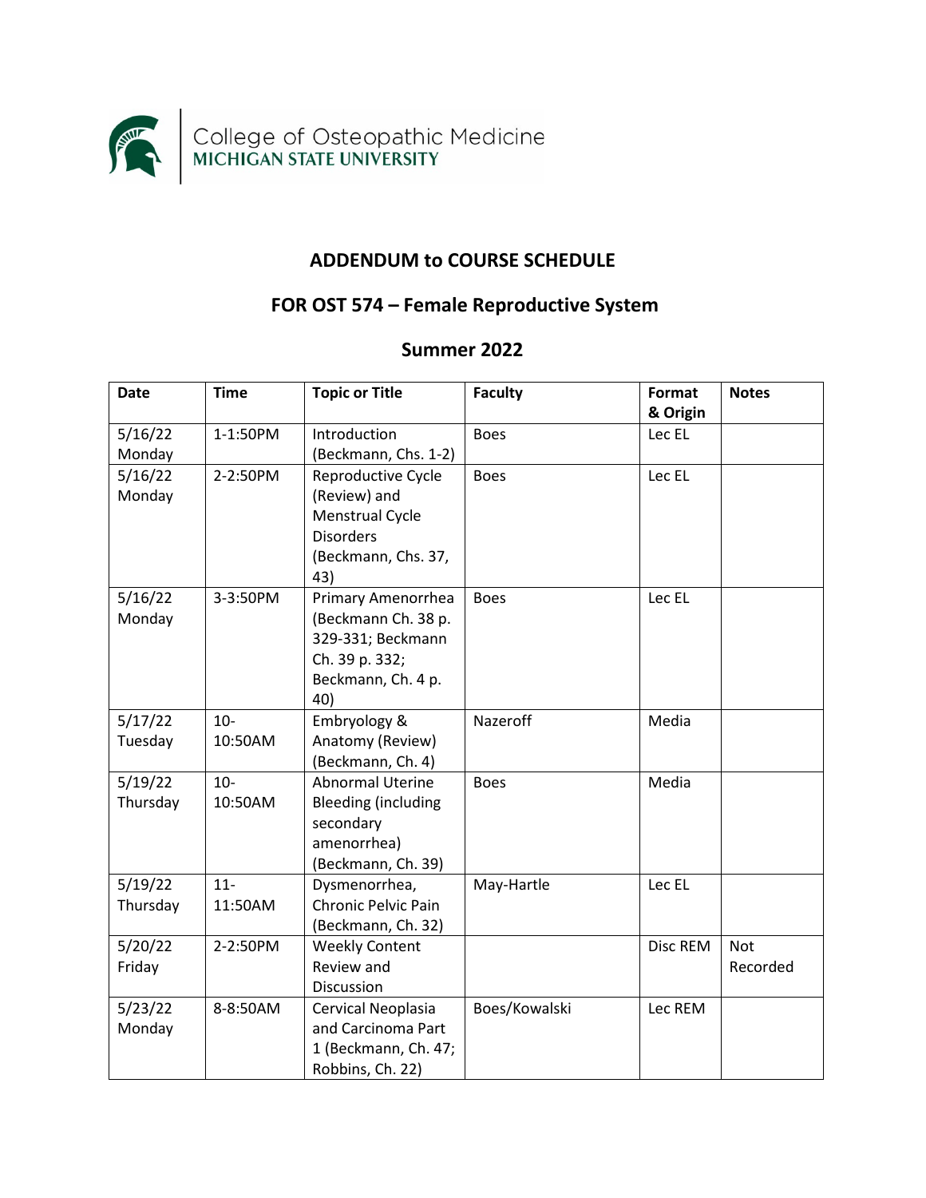College of Osteopathic Medicine
MICHIGAN STATE UNIVERSITY

## ADDENDUM to COURSE SCHEDULE

## FOR OST 574 – Female Reproductive System

## Summer 2022

| Date | Time | Topic or Title | Faculty | Format & Origin | Notes |
|---|---|---|---|---|---|
| 5/16/22 Monday | 1-1:50PM | Introduction (Beckmann, Chs. 1-2) | Boes | Lec EL | |
| 5/16/22 Monday | 2-2:50PM | Reproductive Cycle (Review) and Menstrual Cycle Disorders (Beckmann, Chs. 37, 43) | Boes | Lec EL | |
| 5/16/22 Monday | 3-3:50PM | Primary Amenorrhea (Beckmann Ch. 38 p. 329-331; Beckmann Ch. 39 p. 332; Beckmann, Ch. 4 p. 40) | Boes | Lec EL | |
| 5/17/22 Tuesday | 10-10:50AM | Embryology & Anatomy (Review) (Beckmann, Ch. 4) | Nazeroff | Media | |
| 5/19/22 Thursday | 10-10:50AM | Abnormal Uterine Bleeding (including secondary amenorrhea) (Beckmann, Ch. 39) | Boes | Media | |
| 5/19/22 Thursday | 11-11:50AM | Dysmenorrhea, Chronic Pelvic Pain (Beckmann, Ch. 32) | May-Hartle | Lec EL | |
| 5/20/22 Friday | 2-2:50PM | Weekly Content Review and Discussion | | Disc REM | Not Recorded |
| 5/23/22 Monday | 8-8:50AM | Cervical Neoplasia and Carcinoma Part 1 (Beckmann, Ch. 47; Robbins, Ch. 22) | Boes/Kowalski | Lec REM | |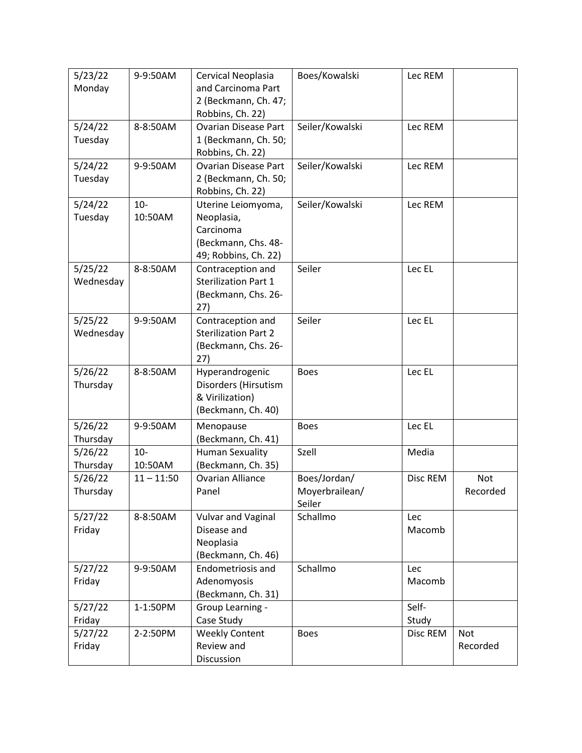| 5/23/22 Monday | 9-9:50AM | Cervical Neoplasia and Carcinoma Part 2 (Beckmann, Ch. 47; Robbins, Ch. 22) | Boes/Kowalski | Lec REM | |
|---|---|---|---|---|---|
| 5/24/22 Tuesday | 8-8:50AM | Ovarian Disease Part 1 (Beckmann, Ch. 50; Robbins, Ch. 22) | Seiler/Kowalski | Lec REM | |
| 5/24/22 Tuesday | 9-9:50AM | Ovarian Disease Part 2 (Beckmann, Ch. 50; Robbins, Ch. 22) | Seiler/Kowalski | Lec REM | |
| 5/24/22 Tuesday | 10-10:50AM | Uterine Leiomyoma, Neoplasia, Carcinoma (Beckmann, Chs. 48-49; Robbins, Ch. 22) | Seiler/Kowalski | Lec REM | |
| 5/25/22 Wednesday | 8-8:50AM | Contraception and Sterilization Part 1 (Beckmann, Chs. 26-27) | Seiler | Lec EL | |
| 5/25/22 Wednesday | 9-9:50AM | Contraception and Sterilization Part 2 (Beckmann, Chs. 26-27) | Seiler | Lec EL | |
| 5/26/22 Thursday | 8-8:50AM | Hyperandrogenic Disorders (Hirsutism & Virilization) (Beckmann, Ch. 40) | Boes | Lec EL | |
| 5/26/22 Thursday | 9-9:50AM | Menopause (Beckmann, Ch. 41) | Boes | Lec EL | |
| 5/26/22 Thursday | 10-10:50AM | Human Sexuality (Beckmann, Ch. 35) | Szell | Media | |
| 5/26/22 Thursday | 11 – 11:50 | Ovarian Alliance Panel | Boes/Jordan/ Moyerbrailean/ Seiler | Disc REM | Not Recorded |
| 5/27/22 Friday | 8-8:50AM | Vulvar and Vaginal Disease and Neoplasia (Beckmann, Ch. 46) | Schallmo | Lec Macomb | |
| 5/27/22 Friday | 9-9:50AM | Endometriosis and Adenomyosis (Beckmann, Ch. 31) | Schallmo | Lec Macomb | |
| 5/27/22 Friday | 1-1:50PM | Group Learning - Case Study | | Self-Study | |
| 5/27/22 Friday | 2-2:50PM | Weekly Content Review and Discussion | Boes | Disc REM | Not Recorded |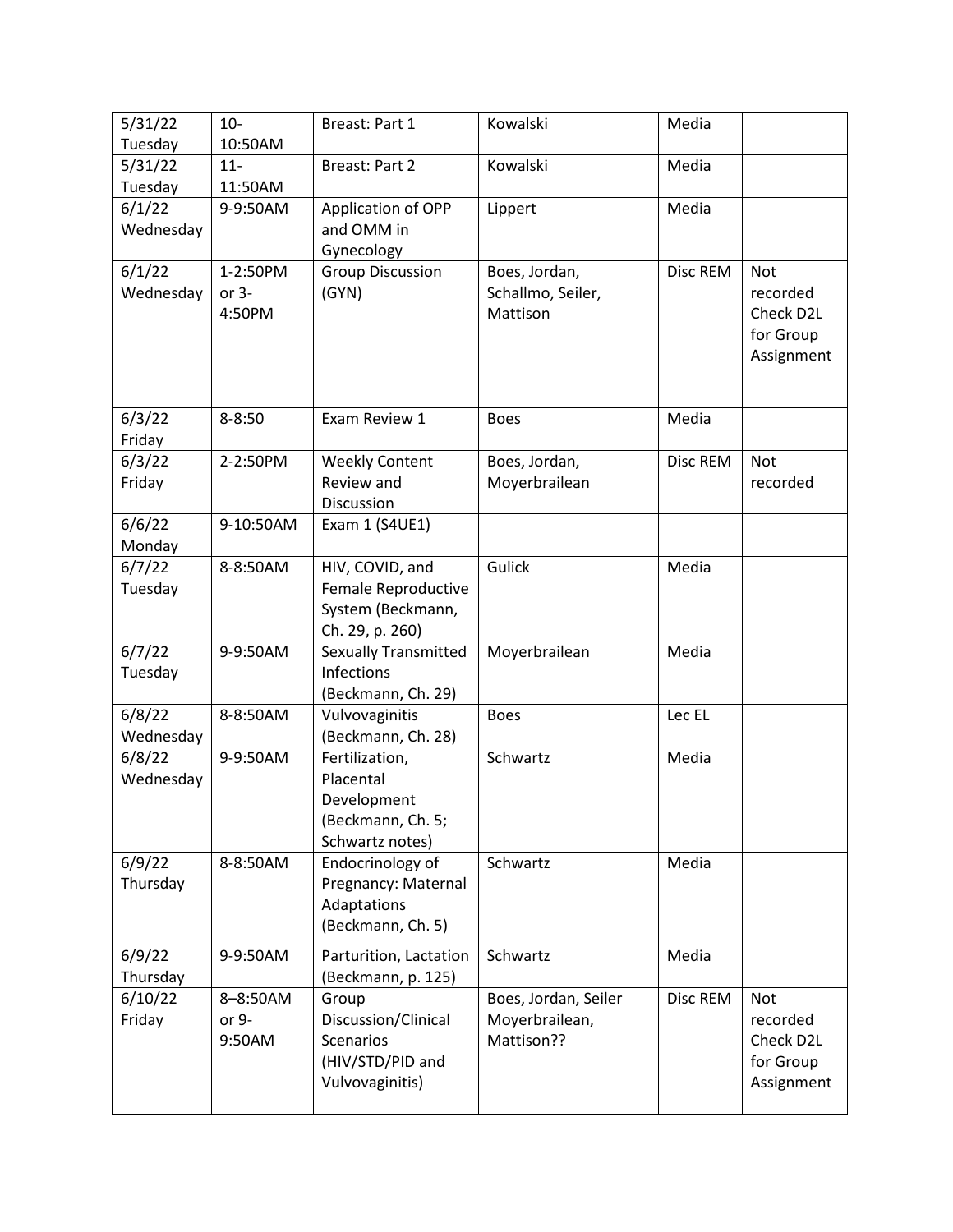| 5/31/22 Tuesday | 10-10:50AM | Breast: Part 1 | Kowalski | Media | |
|---|---|---|---|---|---|
| 5/31/22 Tuesday | 11-11:50AM | Breast: Part 2 | Kowalski | Media | |
| 6/1/22 Wednesday | 9-9:50AM | Application of OPP and OMM in Gynecology | Lippert | Media | |
| 6/1/22 Wednesday | 1-2:50PM or 3-4:50PM | Group Discussion (GYN) | Boes, Jordan, Schallmo, Seiler, Mattison | Disc REM | Not recorded Check D2L for Group Assignment |
| 6/3/22 Friday | 8-8:50 | Exam Review 1 | Boes | Media | |
| 6/3/22 Friday | 2-2:50PM | Weekly Content Review and Discussion | Boes, Jordan, Moyerbrailean | Disc REM | Not recorded |
| 6/6/22 Monday | 9-10:50AM | Exam 1 (S4UE1) | | | |
| 6/7/22 Tuesday | 8-8:50AM | HIV, COVID, and Female Reproductive System (Beckmann, Ch. 29, p. 260) | Gulick | Media | |
| 6/7/22 Tuesday | 9-9:50AM | Sexually Transmitted Infections (Beckmann, Ch. 29) | Moyerbrailean | Media | |
| 6/8/22 Wednesday | 8-8:50AM | Vulvovaginitis (Beckmann, Ch. 28) | Boes | Lec EL | |
| 6/8/22 Wednesday | 9-9:50AM | Fertilization, Placental Development (Beckmann, Ch. 5; Schwartz notes) | Schwartz | Media | |
| 6/9/22 Thursday | 8-8:50AM | Endocrinology of Pregnancy: Maternal Adaptations (Beckmann, Ch. 5) | Schwartz | Media | |
| 6/9/22 Thursday | 9-9:50AM | Parturition, Lactation (Beckmann, p. 125) | Schwartz | Media | |
| 6/10/22 Friday | 8–8:50AM or 9-9:50AM | Group Discussion/Clinical Scenarios (HIV/STD/PID and Vulvovaginitis) | Boes, Jordan, Seiler Moyerbrailean, Mattison?? | Disc REM | Not recorded Check D2L for Group Assignment |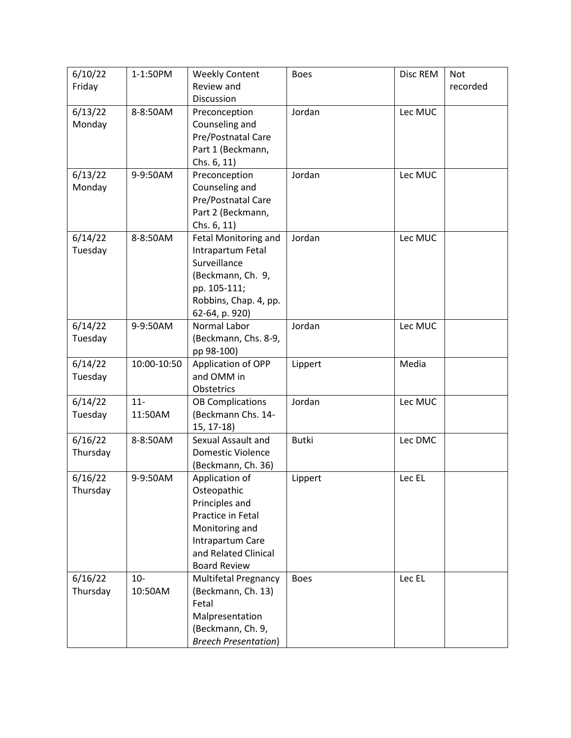| 6/10/22 Friday | 1-1:50PM | Weekly Content Review and Discussion | Boes | Disc REM | Not recorded |
|---|---|---|---|---|---|
| 6/13/22 Monday | 8-8:50AM | Preconception Counseling and Pre/Postnatal Care Part 1 (Beckmann, Chs. 6, 11) | Jordan | Lec MUC | |
| 6/13/22 Monday | 9-9:50AM | Preconception Counseling and Pre/Postnatal Care Part 2 (Beckmann, Chs. 6, 11) | Jordan | Lec MUC | |
| 6/14/22 Tuesday | 8-8:50AM | Fetal Monitoring and Intrapartum Fetal Surveillance (Beckmann, Ch. 9, pp. 105-111; Robbins, Chap. 4, pp. 62-64, p. 920) | Jordan | Lec MUC | |
| 6/14/22 Tuesday | 9-9:50AM | Normal Labor (Beckmann, Chs. 8-9, pp 98-100) | Jordan | Lec MUC | |
| 6/14/22 Tuesday | 10:00-10:50 | Application of OPP and OMM in Obstetrics | Lippert | Media | |
| 6/14/22 Tuesday | 11-11:50AM | OB Complications (Beckmann Chs. 14-15, 17-18) | Jordan | Lec MUC | |
| 6/16/22 Thursday | 8-8:50AM | Sexual Assault and Domestic Violence (Beckmann, Ch. 36) | Butki | Lec DMC | |
| 6/16/22 Thursday | 9-9:50AM | Application of Osteopathic Principles and Practice in Fetal Monitoring and Intrapartum Care and Related Clinical Board Review | Lippert | Lec EL | |
| 6/16/22 Thursday | 10-10:50AM | Multifetal Pregnancy (Beckmann, Ch. 13) Fetal Malpresentation (Beckmann, Ch. 9, *Breech Presentation*) | Boes | Lec EL | |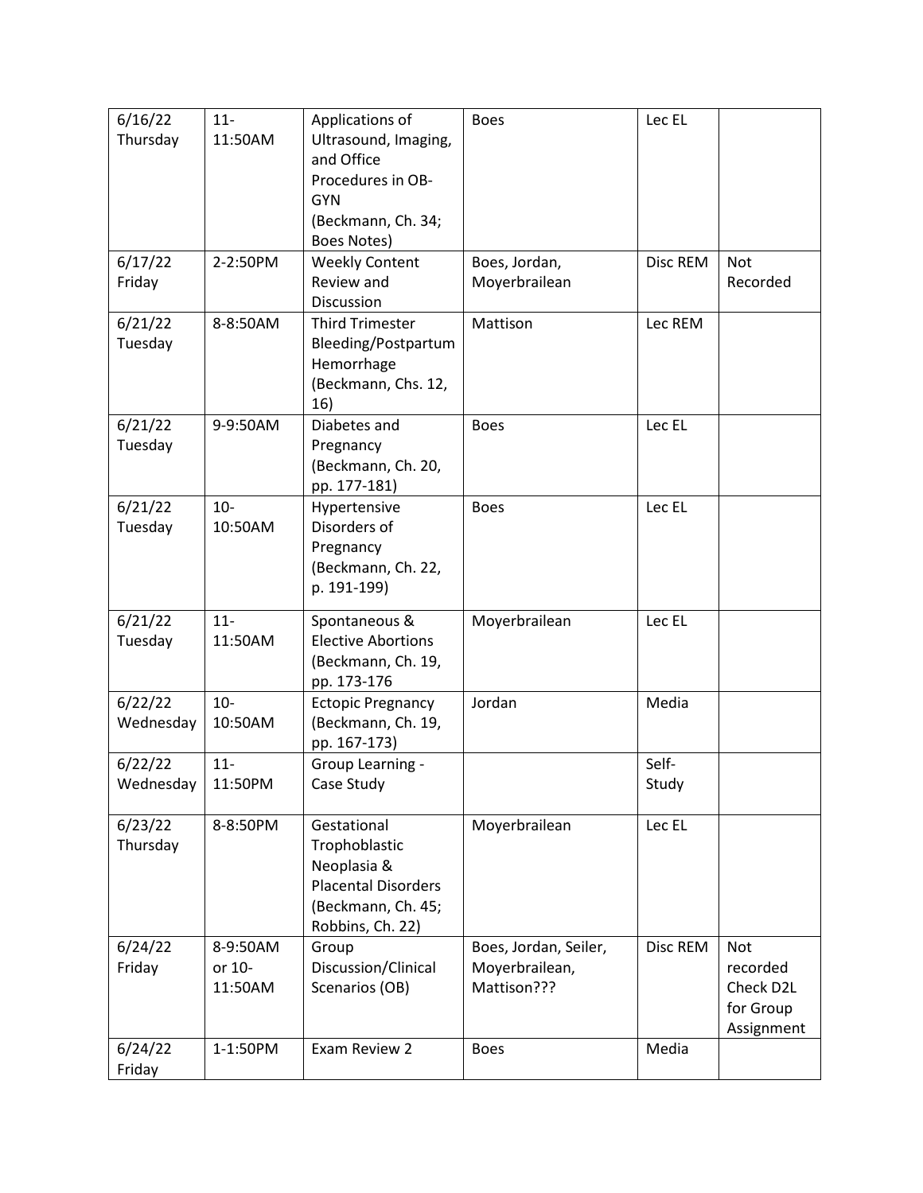| 6/16/22 Thursday | 11-11:50AM | Applications of Ultrasound, Imaging, and Office Procedures in OB-GYN (Beckmann, Ch. 34; Boes Notes) | Boes | Lec EL | |
|---|---|---|---|---|---|
| 6/17/22 Friday | 2-2:50PM | Weekly Content Review and Discussion | Boes, Jordan, Moyerbrailean | Disc REM | Not Recorded |
| 6/21/22 Tuesday | 8-8:50AM | Third Trimester Bleeding/Postpartum Hemorrhage (Beckmann, Chs. 12, 16) | Mattison | Lec REM | |
| 6/21/22 Tuesday | 9-9:50AM | Diabetes and Pregnancy (Beckmann, Ch. 20, pp. 177-181) | Boes | Lec EL | |
| 6/21/22 Tuesday | 10-10:50AM | Hypertensive Disorders of Pregnancy (Beckmann, Ch. 22, p. 191-199) | Boes | Lec EL | |
| 6/21/22 Tuesday | 11-11:50AM | Spontaneous & Elective Abortions (Beckmann, Ch. 19, pp. 173-176 | Moyerbrailean | Lec EL | |
| 6/22/22 Wednesday | 10-10:50AM | Ectopic Pregnancy (Beckmann, Ch. 19, pp. 167-173) | Jordan | Media | |
| 6/22/22 Wednesday | 11-11:50PM | Group Learning - Case Study | | Self-Study | |
| 6/23/22 Thursday | 8-8:50PM | Gestational Trophoblastic Neoplasia & Placental Disorders (Beckmann, Ch. 45; Robbins, Ch. 22) | Moyerbrailean | Lec EL | |
| 6/24/22 Friday | 8-9:50AM or 10-11:50AM | Group Discussion/Clinical Scenarios (OB) | Boes, Jordan, Seiler, Moyerbrailean, Mattison??? | Disc REM | Not recorded Check D2L for Group Assignment |
| 6/24/22 Friday | 1-1:50PM | Exam Review 2 | Boes | Media | |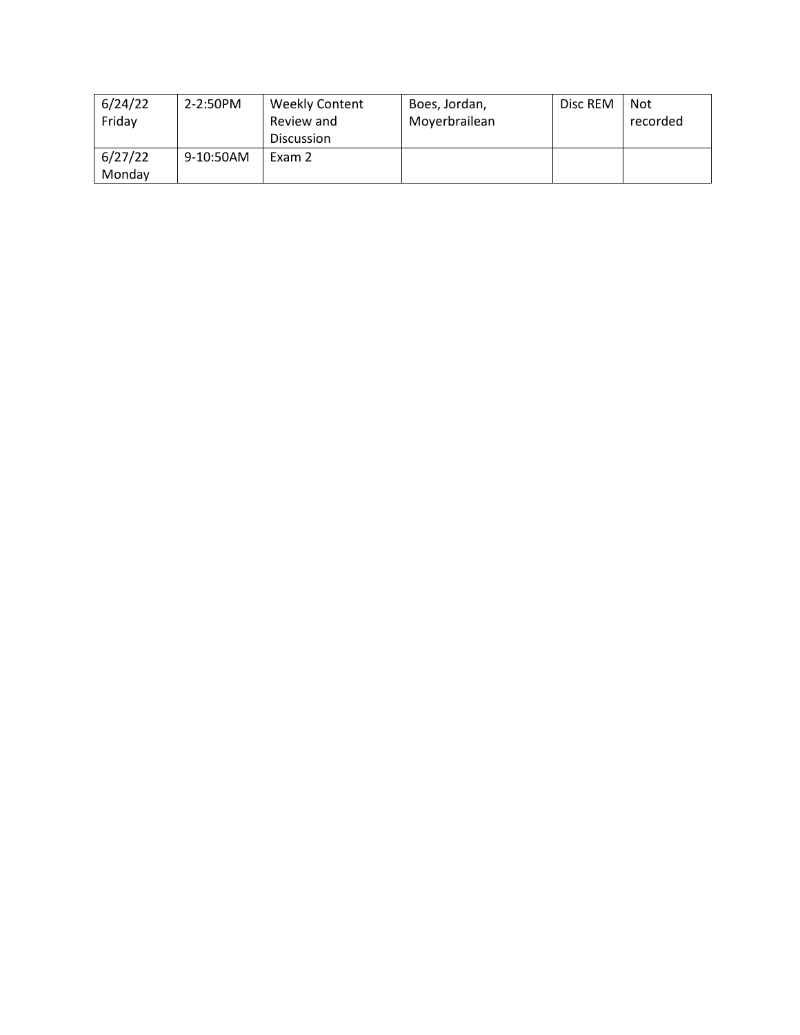| | | | | | |
|---|---|---|---|---|---|
| 6/24/22 Friday | 2-2:50PM | Weekly Content Review and Discussion | Boes, Jordan, Moyerbrailean | Disc REM | Not recorded |
| 6/27/22 Monday | 9-10:50AM | Exam 2 | | | |